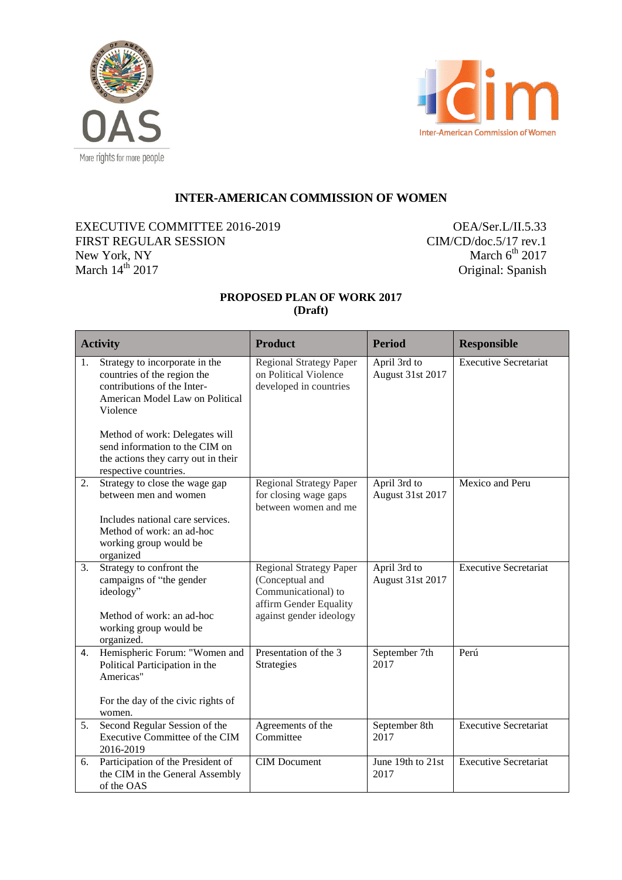OAS

More rights for more people

cim

Inter-American Commission of Women

## INTER-AMERICAN COMMISSION OF WOMEN

EXECUTIVE COMMITTEE 2016-2019
FIRST REGULAR SESSION
New York, NY
March 14th 2017

OEA/Ser.L/II.5.33
CIM/CD/doc.5/17 rev.1
March 6th 2017
Original: Spanish

### PROPOSED PLAN OF WORK 2017
### (Draft)

| Activity | Product | Period | Responsible |
|---|---|---|---|
| 1. Strategy to incorporate in the countries of the region the contributions of the Inter-American Model Law on Political Violence<br><br>Method of work: Delegates will send information to the CIM on the actions they carry out in their respective countries. | Regional Strategy Paper on Political Violence developed in countries | April 3rd to August 31st 2017 | Executive Secretariat |
| 2. Strategy to close the wage gap between men and women<br><br>Includes national care services. Method of work: an ad-hoc working group would be organized | Regional Strategy Paper for closing wage gaps between women and me | April 3rd to August 31st 2017 | Mexico and Peru |
| 3. Strategy to confront the campaigns of "the gender ideology"<br><br>Method of work: an ad-hoc working group would be organized. | Regional Strategy Paper (Conceptual and Communicational) to affirm Gender Equality against gender ideology | April 3rd to August 31st 2017 | Executive Secretariat |
| 4. Hemispheric Forum: "Women and Political Participation in the Americas"<br><br>For the day of the civic rights of women. | Presentation of the 3 Strategies | September 7th 2017 | Perú |
| 5. Second Regular Session of the Executive Committee of the CIM 2016-2019 | Agreements of the Committee | September 8th 2017 | Executive Secretariat |
| 6. Participation of the President of the CIM in the General Assembly of the OAS | CIM Document | June 19th to 21st 2017 | Executive Secretariat |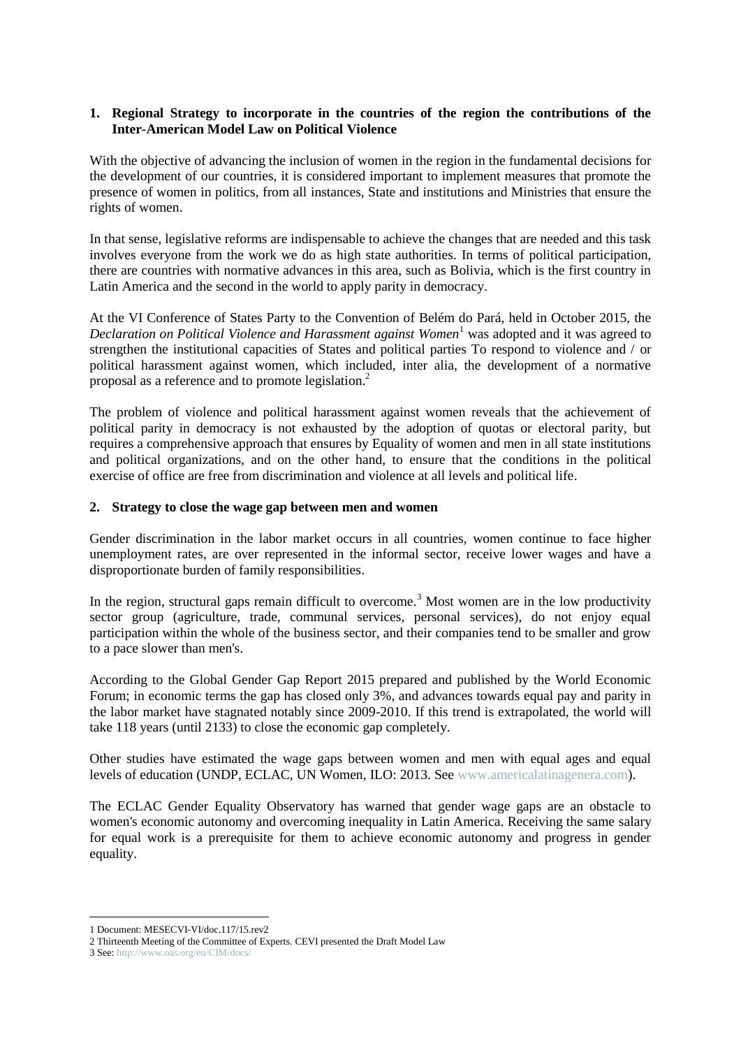**1. Regional Strategy to incorporate in the countries of the region the contributions of the Inter-American Model Law on Political Violence**

With the objective of advancing the inclusion of women in the region in the fundamental decisions for the development of our countries, it is considered important to implement measures that promote the presence of women in politics, from all instances, State and institutions and Ministries that ensure the rights of women.

In that sense, legislative reforms are indispensable to achieve the changes that are needed and this task involves everyone from the work we do as high state authorities. In terms of political participation, there are countries with normative advances in this area, such as Bolivia, which is the first country in Latin America and the second in the world to apply parity in democracy.

At the VI Conference of States Party to the Convention of Belém do Pará, held in October 2015, the *Declaration on Political Violence and Harassment against Women*[1] was adopted and it was agreed to strengthen the institutional capacities of States and political parties To respond to violence and / or political harassment against women, which included, inter alia, the development of a normative proposal as a reference and to promote legislation.[2]

The problem of violence and political harassment against women reveals that the achievement of political parity in democracy is not exhausted by the adoption of quotas or electoral parity, but requires a comprehensive approach that ensures by Equality of women and men in all state institutions and political organizations, and on the other hand, to ensure that the conditions in the political exercise of office are free from discrimination and violence at all levels and political life.

**2. Strategy to close the wage gap between men and women**

Gender discrimination in the labor market occurs in all countries, women continue to face higher unemployment rates, are over represented in the informal sector, receive lower wages and have a disproportionate burden of family responsibilities.

In the region, structural gaps remain difficult to overcome.[3] Most women are in the low productivity sector group (agriculture, trade, communal services, personal services), do not enjoy equal participation within the whole of the business sector, and their companies tend to be smaller and grow to a pace slower than men's.

According to the Global Gender Gap Report 2015 prepared and published by the World Economic Forum; in economic terms the gap has closed only 3%, and advances towards equal pay and parity in the labor market have stagnated notably since 2009-2010. If this trend is extrapolated, the world will take 118 years (until 2133) to close the economic gap completely.

Other studies have estimated the wage gaps between women and men with equal ages and equal levels of education (UNDP, ECLAC, UN Women, ILO: 2013. See www.americalatinagenera.com).

The ECLAC Gender Equality Observatory has warned that gender wage gaps are an obstacle to women's economic autonomy and overcoming inequality in Latin America. Receiving the same salary for equal work is a prerequisite for them to achieve economic autonomy and progress in gender equality.

---

1 Document: MESECVI-VI/doc.117/15.rev2

2 Thirteenth Meeting of the Committee of Experts. CEVI presented the Draft Model Law

3 See: http://www.oas.org/en/CIM/docs/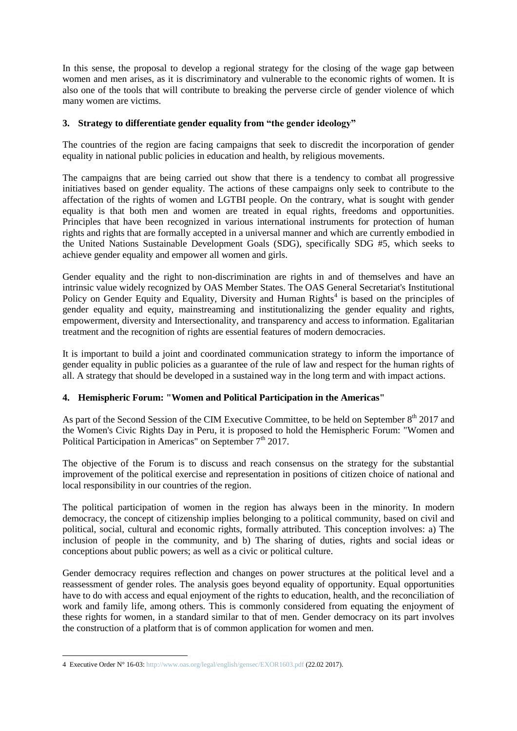In this sense, the proposal to develop a regional strategy for the closing of the wage gap between women and men arises, as it is discriminatory and vulnerable to the economic rights of women. It is also one of the tools that will contribute to breaking the perverse circle of gender violence of which many women are victims.

**3. Strategy to differentiate gender equality from "the gender ideology"**

The countries of the region are facing campaigns that seek to discredit the incorporation of gender equality in national public policies in education and health, by religious movements.

The campaigns that are being carried out show that there is a tendency to combat all progressive initiatives based on gender equality. The actions of these campaigns only seek to contribute to the affectation of the rights of women and LGTBI people. On the contrary, what is sought with gender equality is that both men and women are treated in equal rights, freedoms and opportunities. Principles that have been recognized in various international instruments for protection of human rights and rights that are formally accepted in a universal manner and which are currently embodied in the United Nations Sustainable Development Goals (SDG), specifically SDG #5, which seeks to achieve gender equality and empower all women and girls.

Gender equality and the right to non-discrimination are rights in and of themselves and have an intrinsic value widely recognized by OAS Member States. The OAS General Secretariat's Institutional Policy on Gender Equity and Equality, Diversity and Human Rights[4] is based on the principles of gender equality and equity, mainstreaming and institutionalizing the gender equality and rights, empowerment, diversity and Intersectionality, and transparency and access to information. Egalitarian treatment and the recognition of rights are essential features of modern democracies.

It is important to build a joint and coordinated communication strategy to inform the importance of gender equality in public policies as a guarantee of the rule of law and respect for the human rights of all. A strategy that should be developed in a sustained way in the long term and with impact actions.

**4. Hemispheric Forum: "Women and Political Participation in the Americas"**

As part of the Second Session of the CIM Executive Committee, to be held on September 8th 2017 and the Women's Civic Rights Day in Peru, it is proposed to hold the Hemispheric Forum: "Women and Political Participation in Americas" on September 7th 2017.

The objective of the Forum is to discuss and reach consensus on the strategy for the substantial improvement of the political exercise and representation in positions of citizen choice of national and local responsibility in our countries of the region.

The political participation of women in the region has always been in the minority. In modern democracy, the concept of citizenship implies belonging to a political community, based on civil and political, social, cultural and economic rights, formally attributed. This conception involves: a) The inclusion of people in the community, and b) The sharing of duties, rights and social ideas or conceptions about public powers; as well as a civic or political culture.

Gender democracy requires reflection and changes on power structures at the political level and a reassessment of gender roles. The analysis goes beyond equality of opportunity. Equal opportunities have to do with access and equal enjoyment of the rights to education, health, and the reconciliation of work and family life, among others. This is commonly considered from equating the enjoyment of these rights for women, in a standard similar to that of men. Gender democracy on its part involves the construction of a platform that is of common application for women and men.

---

4 Executive Order N° 16-03: http://www.oas.org/legal/english/gensec/EXOR1603.pdf (22.02 2017).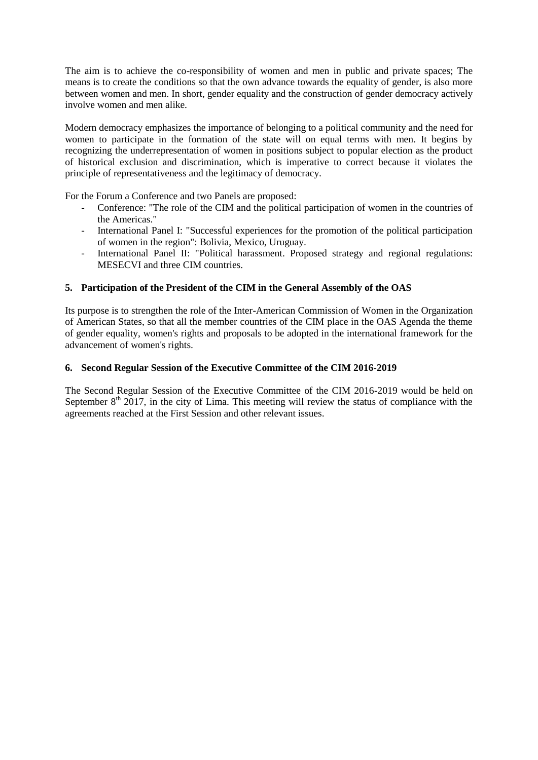The aim is to achieve the co-responsibility of women and men in public and private spaces; The means is to create the conditions so that the own advance towards the equality of gender, is also more between women and men. In short, gender equality and the construction of gender democracy actively involve women and men alike.

Modern democracy emphasizes the importance of belonging to a political community and the need for women to participate in the formation of the state will on equal terms with men. It begins by recognizing the underrepresentation of women in positions subject to popular election as the product of historical exclusion and discrimination, which is imperative to correct because it violates the principle of representativeness and the legitimacy of democracy.

For the Forum a Conference and two Panels are proposed:

- Conference: "The role of the CIM and the political participation of women in the countries of the Americas."
- International Panel I: "Successful experiences for the promotion of the political participation of women in the region": Bolivia, Mexico, Uruguay.
- International Panel II: "Political harassment. Proposed strategy and regional regulations: MESECVI and three CIM countries.

**5. Participation of the President of the CIM in the General Assembly of the OAS**

Its purpose is to strengthen the role of the Inter-American Commission of Women in the Organization of American States, so that all the member countries of the CIM place in the OAS Agenda the theme of gender equality, women's rights and proposals to be adopted in the international framework for the advancement of women's rights.

**6. Second Regular Session of the Executive Committee of the CIM 2016-2019**

The Second Regular Session of the Executive Committee of the CIM 2016-2019 would be held on September 8th 2017, in the city of Lima. This meeting will review the status of compliance with the agreements reached at the First Session and other relevant issues.